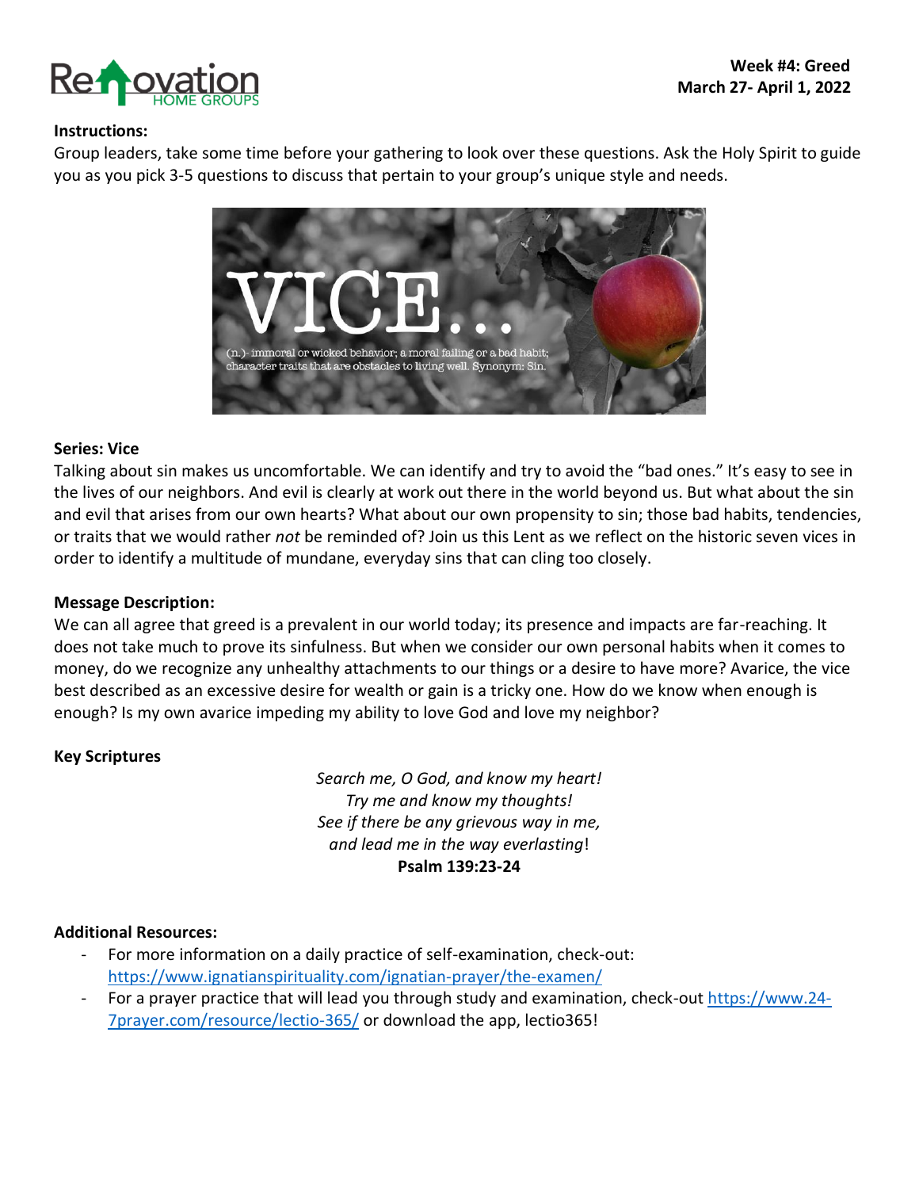**Week #4: Greed**
**March 27- April 1, 2022**

**Instructions:**
Group leaders, take some time before your gathering to look over these questions. Ask the Holy Spirit to guide you as you pick 3-5 questions to discuss that pertain to your group's unique style and needs.

VICE...
(n.)- immoral or wicked behavior; a moral failing or a bad habit; character traits that are obstacles to living well. Synonym: Sin.

**Series: Vice**
Talking about sin makes us uncomfortable. We can identify and try to avoid the "bad ones." It's easy to see in the lives of our neighbors. And evil is clearly at work out there in the world beyond us. But what about the sin and evil that arises from our own hearts? What about our own propensity to sin; those bad habits, tendencies, or traits that we would rather *not* be reminded of? Join us this Lent as we reflect on the historic seven vices in order to identify a multitude of mundane, everyday sins that can cling too closely.

**Message Description:**
We can all agree that greed is a prevalent in our world today; its presence and impacts are far-reaching. It does not take much to prove its sinfulness. But when we consider our own personal habits when it comes to money, do we recognize any unhealthy attachments to our things or a desire to have more? Avarice, the vice best described as an excessive desire for wealth or gain is a tricky one. How do we know when enough is enough? Is my own avarice impeding my ability to love God and love my neighbor?

**Key Scriptures**

*Search me, O God, and know my heart!*
*Try me and know my thoughts!*
*See if there be any grievous way in me,*
*and lead me in the way everlasting*!
**Psalm 139:23-24**

**Additional Resources:**
- For more information on a daily practice of self-examination, check-out: https://www.ignatianspirituality.com/ignatian-prayer/the-examen/
- For a prayer practice that will lead you through study and examination, check-out https://www.24-7prayer.com/resource/lectio-365/ or download the app, lectio365!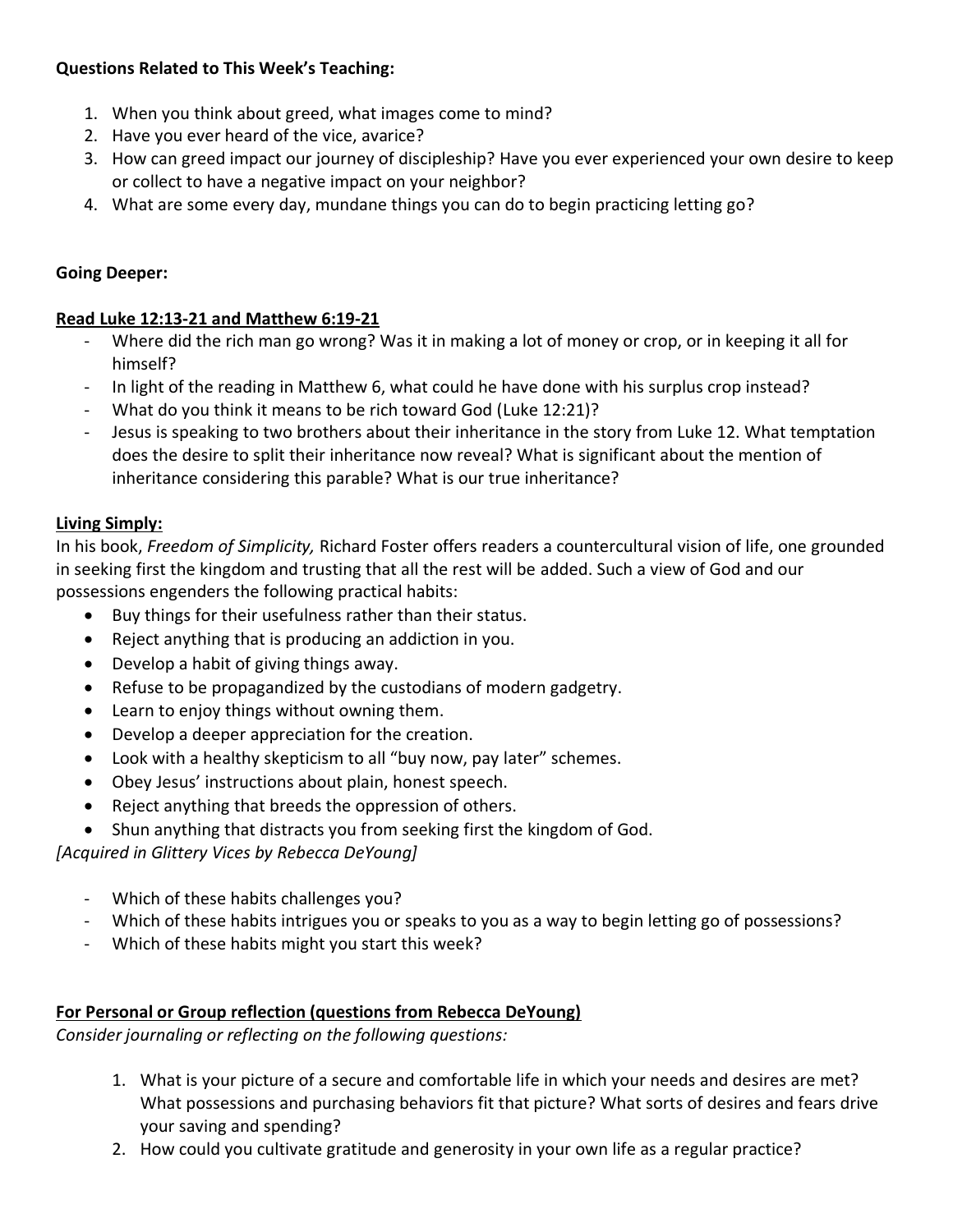**Questions Related to This Week's Teaching:**

1. When you think about greed, what images come to mind?
2. Have you ever heard of the vice, avarice?
3. How can greed impact our journey of discipleship? Have you ever experienced your own desire to keep or collect to have a negative impact on your neighbor?
4. What are some every day, mundane things you can do to begin practicing letting go?

**Going Deeper:**

**Read Luke 12:13-21 and Matthew 6:19-21**

- Where did the rich man go wrong? Was it in making a lot of money or crop, or in keeping it all for himself?
- In light of the reading in Matthew 6, what could he have done with his surplus crop instead?
- What do you think it means to be rich toward God (Luke 12:21)?
- Jesus is speaking to two brothers about their inheritance in the story from Luke 12. What temptation does the desire to split their inheritance now reveal? What is significant about the mention of inheritance considering this parable? What is our true inheritance?

**Living Simply:**

In his book, *Freedom of Simplicity,* Richard Foster offers readers a countercultural vision of life, one grounded in seeking first the kingdom and trusting that all the rest will be added. Such a view of God and our possessions engenders the following practical habits:

- Buy things for their usefulness rather than their status.
- Reject anything that is producing an addiction in you.
- Develop a habit of giving things away.
- Refuse to be propagandized by the custodians of modern gadgetry.
- Learn to enjoy things without owning them.
- Develop a deeper appreciation for the creation.
- Look with a healthy skepticism to all "buy now, pay later" schemes.
- Obey Jesus' instructions about plain, honest speech.
- Reject anything that breeds the oppression of others.
- Shun anything that distracts you from seeking first the kingdom of God.

*[Acquired in Glittery Vices by Rebecca DeYoung]*

- Which of these habits challenges you?
- Which of these habits intrigues you or speaks to you as a way to begin letting go of possessions?
- Which of these habits might you start this week?

**For Personal or Group reflection (questions from Rebecca DeYoung)**

*Consider journaling or reflecting on the following questions:*

1. What is your picture of a secure and comfortable life in which your needs and desires are met? What possessions and purchasing behaviors fit that picture? What sorts of desires and fears drive your saving and spending?
2. How could you cultivate gratitude and generosity in your own life as a regular practice?